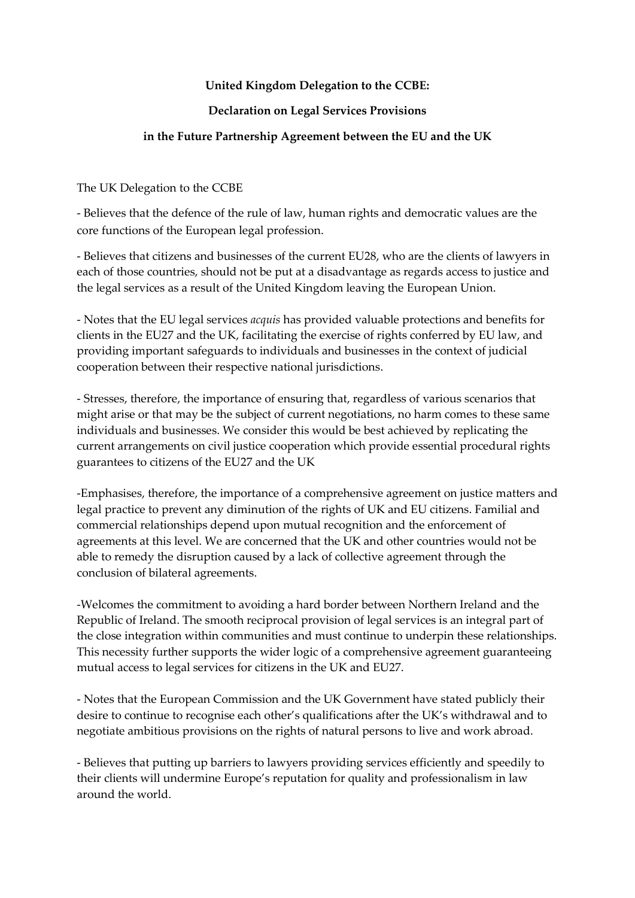**United Kingdom Delegation to the CCBE:**

**Declaration on Legal Services Provisions**

**in the Future Partnership Agreement between the EU and the UK**

The UK Delegation to the CCBE

- Believes that the defence of the rule of law, human rights and democratic values are the core functions of the European legal profession.

- Believes that citizens and businesses of the current EU28, who are the clients of lawyers in each of those countries, should not be put at a disadvantage as regards access to justice and the legal services as a result of the United Kingdom leaving the European Union.

- Notes that the EU legal services *acquis* has provided valuable protections and benefits for clients in the EU27 and the UK, facilitating the exercise of rights conferred by EU law, and providing important safeguards to individuals and businesses in the context of judicial cooperation between their respective national jurisdictions.

- Stresses, therefore, the importance of ensuring that, regardless of various scenarios that might arise or that may be the subject of current negotiations, no harm comes to these same individuals and businesses. We consider this would be best achieved by replicating the current arrangements on civil justice cooperation which provide essential procedural rights guarantees to citizens of the EU27 and the UK

-Emphasises, therefore, the importance of a comprehensive agreement on justice matters and legal practice to prevent any diminution of the rights of UK and EU citizens. Familial and commercial relationships depend upon mutual recognition and the enforcement of agreements at this level. We are concerned that the UK and other countries would not be able to remedy the disruption caused by a lack of collective agreement through the conclusion of bilateral agreements.

-Welcomes the commitment to avoiding a hard border between Northern Ireland and the Republic of Ireland. The smooth reciprocal provision of legal services is an integral part of the close integration within communities and must continue to underpin these relationships. This necessity further supports the wider logic of a comprehensive agreement guaranteeing mutual access to legal services for citizens in the UK and EU27.

- Notes that the European Commission and the UK Government have stated publicly their desire to continue to recognise each other's qualifications after the UK's withdrawal and to negotiate ambitious provisions on the rights of natural persons to live and work abroad.

- Believes that putting up barriers to lawyers providing services efficiently and speedily to their clients will undermine Europe's reputation for quality and professionalism in law around the world.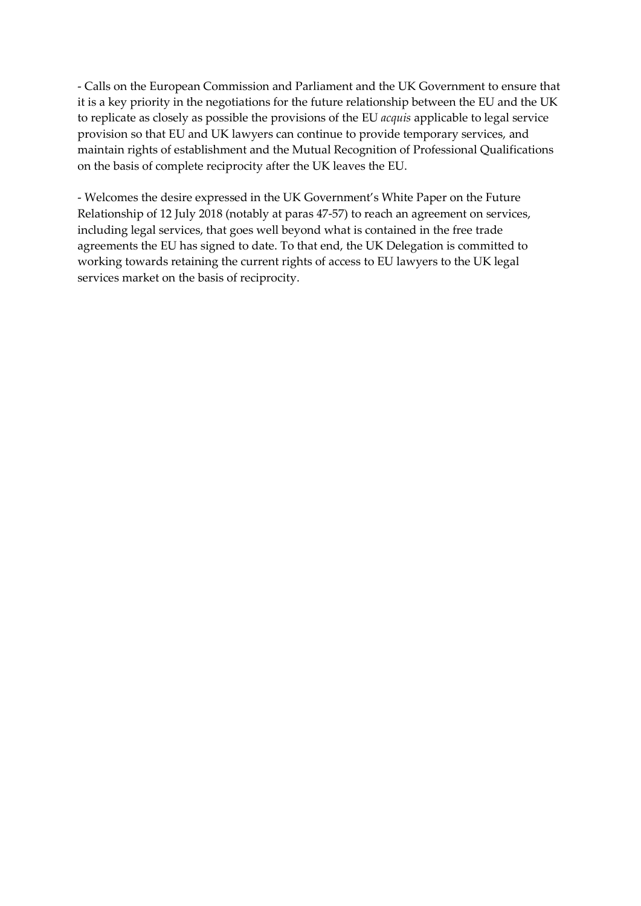- Calls on the European Commission and Parliament and the UK Government to ensure that it is a key priority in the negotiations for the future relationship between the EU and the UK to replicate as closely as possible the provisions of the EU *acquis* applicable to legal service provision so that EU and UK lawyers can continue to provide temporary services, and maintain rights of establishment and the Mutual Recognition of Professional Qualifications on the basis of complete reciprocity after the UK leaves the EU.

- Welcomes the desire expressed in the UK Government's White Paper on the Future Relationship of 12 July 2018 (notably at paras 47-57) to reach an agreement on services, including legal services, that goes well beyond what is contained in the free trade agreements the EU has signed to date. To that end, the UK Delegation is committed to working towards retaining the current rights of access to EU lawyers to the UK legal services market on the basis of reciprocity.